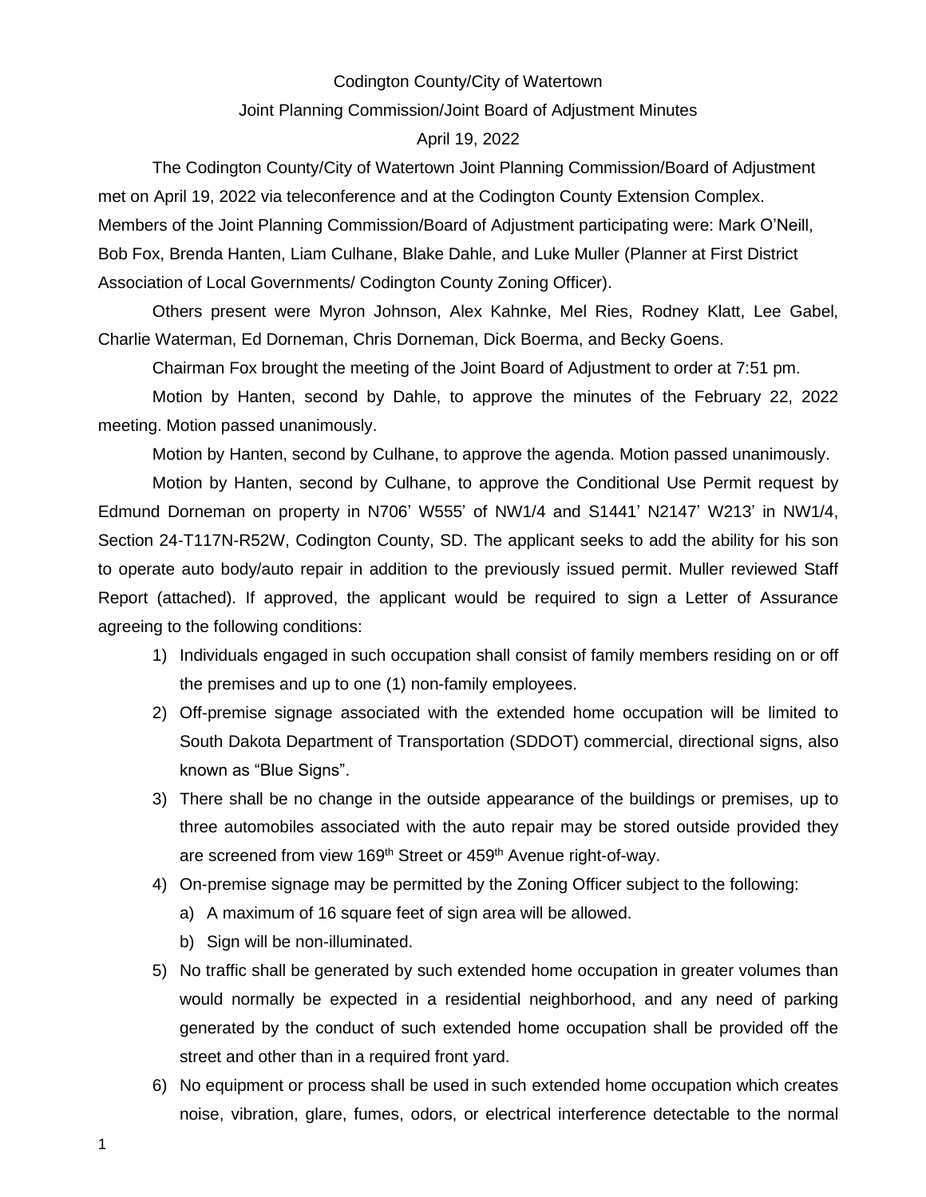Codington County/City of Watertown

Joint Planning Commission/Joint Board of Adjustment Minutes

April 19, 2022

The Codington County/City of Watertown Joint Planning Commission/Board of Adjustment met on April 19, 2022 via teleconference and at the Codington County Extension Complex. Members of the Joint Planning Commission/Board of Adjustment participating were: Mark O'Neill, Bob Fox, Brenda Hanten, Liam Culhane, Blake Dahle, and Luke Muller (Planner at First District Association of Local Governments/ Codington County Zoning Officer).

Others present were Myron Johnson, Alex Kahnke, Mel Ries, Rodney Klatt, Lee Gabel, Charlie Waterman, Ed Dorneman, Chris Dorneman, Dick Boerma, and Becky Goens.

Chairman Fox brought the meeting of the Joint Board of Adjustment to order at 7:51 pm.

Motion by Hanten, second by Dahle, to approve the minutes of the February 22, 2022 meeting. Motion passed unanimously.

Motion by Hanten, second by Culhane, to approve the agenda. Motion passed unanimously.

Motion by Hanten, second by Culhane, to approve the Conditional Use Permit request by Edmund Dorneman on property in N706' W555' of NW1/4 and S1441' N2147' W213' in NW1/4, Section 24-T117N-R52W, Codington County, SD. The applicant seeks to add the ability for his son to operate auto body/auto repair in addition to the previously issued permit. Muller reviewed Staff Report (attached). If approved, the applicant would be required to sign a Letter of Assurance agreeing to the following conditions:

1) Individuals engaged in such occupation shall consist of family members residing on or off the premises and up to one (1) non-family employees.
2) Off-premise signage associated with the extended home occupation will be limited to South Dakota Department of Transportation (SDDOT) commercial, directional signs, also known as "Blue Signs".
3) There shall be no change in the outside appearance of the buildings or premises, up to three automobiles associated with the auto repair may be stored outside provided they are screened from view 169th Street or 459th Avenue right-of-way.
4) On-premise signage may be permitted by the Zoning Officer subject to the following:
   a) A maximum of 16 square feet of sign area will be allowed.
   b) Sign will be non-illuminated.
5) No traffic shall be generated by such extended home occupation in greater volumes than would normally be expected in a residential neighborhood, and any need of parking generated by the conduct of such extended home occupation shall be provided off the street and other than in a required front yard.
6) No equipment or process shall be used in such extended home occupation which creates noise, vibration, glare, fumes, odors, or electrical interference detectable to the normal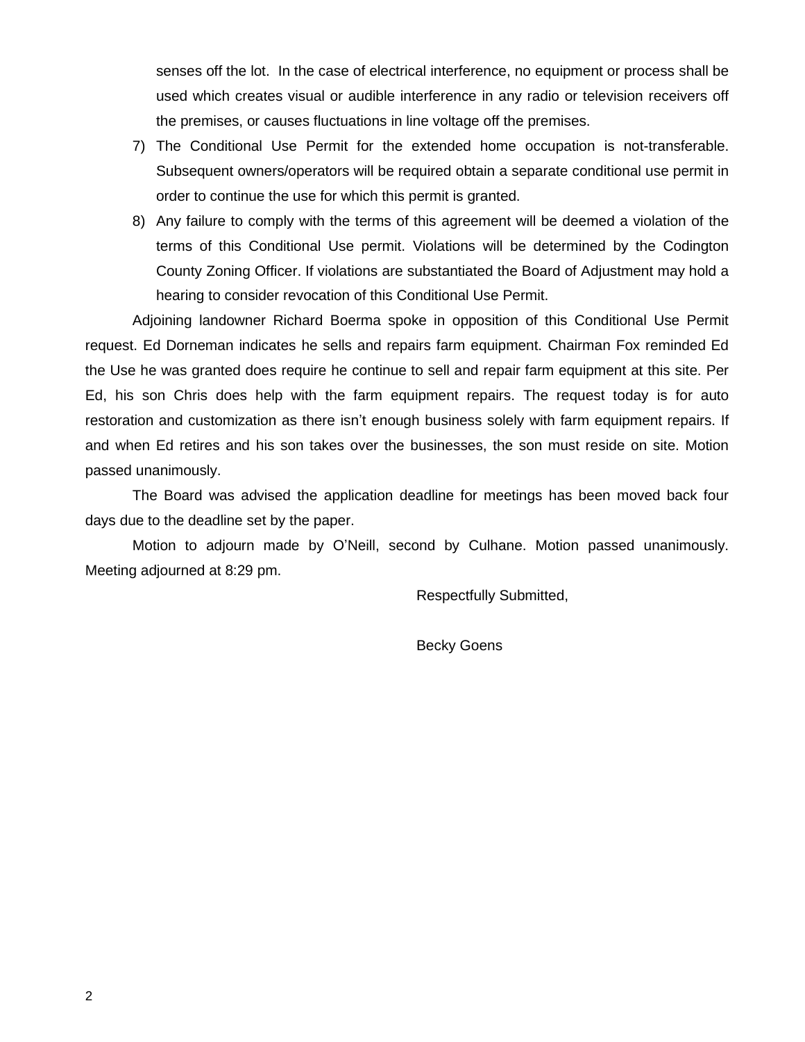senses off the lot. In the case of electrical interference, no equipment or process shall be used which creates visual or audible interference in any radio or television receivers off the premises, or causes fluctuations in line voltage off the premises.

7) The Conditional Use Permit for the extended home occupation is not-transferable. Subsequent owners/operators will be required obtain a separate conditional use permit in order to continue the use for which this permit is granted.
8) Any failure to comply with the terms of this agreement will be deemed a violation of the terms of this Conditional Use permit. Violations will be determined by the Codington County Zoning Officer. If violations are substantiated the Board of Adjustment may hold a hearing to consider revocation of this Conditional Use Permit.

Adjoining landowner Richard Boerma spoke in opposition of this Conditional Use Permit request. Ed Dorneman indicates he sells and repairs farm equipment. Chairman Fox reminded Ed the Use he was granted does require he continue to sell and repair farm equipment at this site. Per Ed, his son Chris does help with the farm equipment repairs. The request today is for auto restoration and customization as there isn't enough business solely with farm equipment repairs. If and when Ed retires and his son takes over the businesses, the son must reside on site. Motion passed unanimously.

The Board was advised the application deadline for meetings has been moved back four days due to the deadline set by the paper.

Motion to adjourn made by O'Neill, second by Culhane. Motion passed unanimously. Meeting adjourned at 8:29 pm.

Respectfully Submitted,

Becky Goens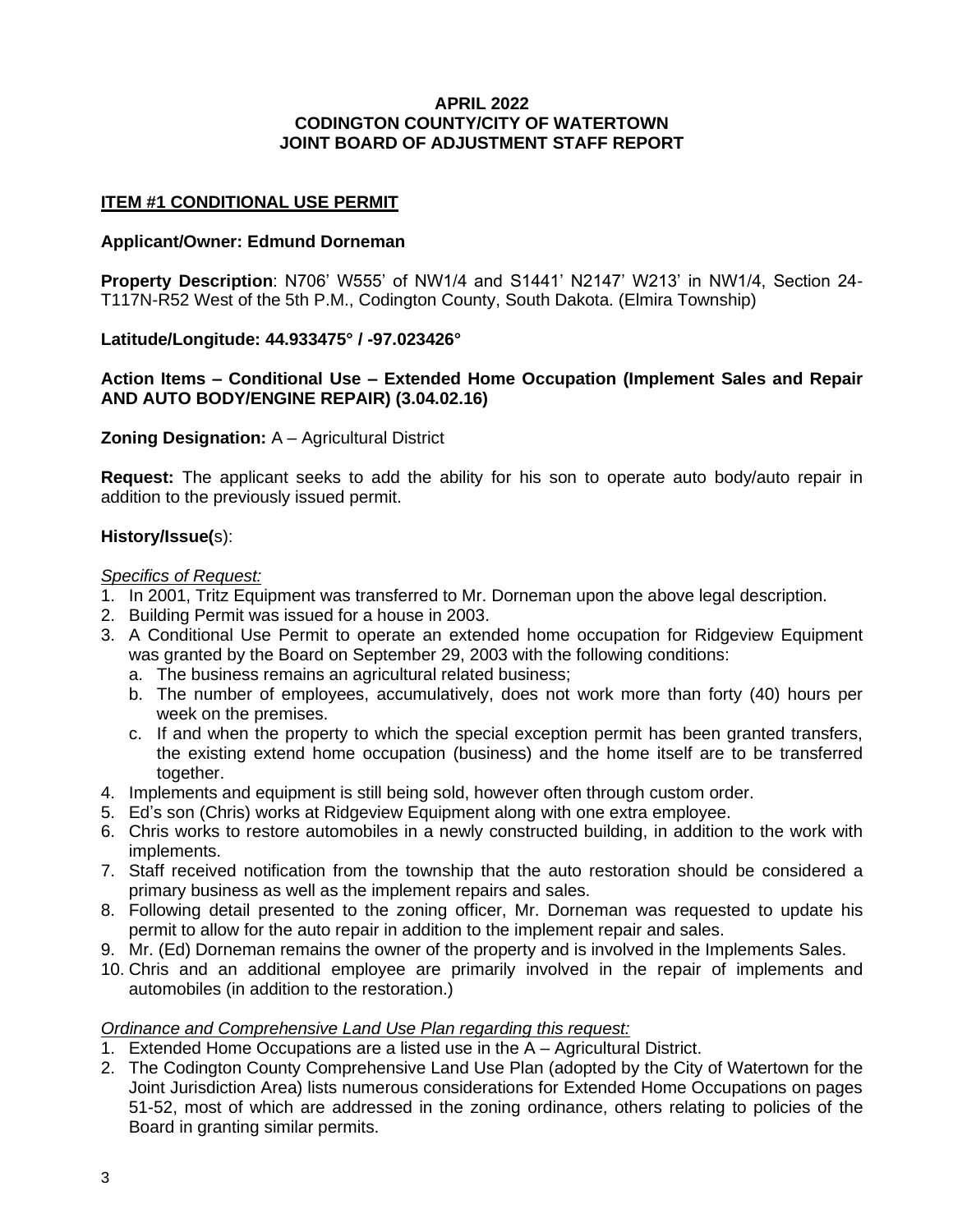**APRIL 2022**
**CODINGTON COUNTY/CITY OF WATERTOWN**
**JOINT BOARD OF ADJUSTMENT STAFF REPORT**

## ITEM #1 CONDITIONAL USE PERMIT

**Applicant/Owner: Edmund Dorneman**

**Property Description**: N706' W555' of NW1/4 and S1441' N2147' W213' in NW1/4, Section 24-T117N-R52 West of the 5th P.M., Codington County, South Dakota. (Elmira Township)

**Latitude/Longitude: 44.933475° / -97.023426°**

**Action Items – Conditional Use – Extended Home Occupation (Implement Sales and Repair AND AUTO BODY/ENGINE REPAIR) (3.04.02.16)**

**Zoning Designation:** A – Agricultural District

**Request:** The applicant seeks to add the ability for his son to operate auto body/auto repair in addition to the previously issued permit.

**History/Issue(s)**:

*Specifics of Request:*

1. In 2001, Tritz Equipment was transferred to Mr. Dorneman upon the above legal description.
2. Building Permit was issued for a house in 2003.
3. A Conditional Use Permit to operate an extended home occupation for Ridgeview Equipment was granted by the Board on September 29, 2003 with the following conditions:
   a. The business remains an agricultural related business;
   b. The number of employees, accumulatively, does not work more than forty (40) hours per week on the premises.
   c. If and when the property to which the special exception permit has been granted transfers, the existing extend home occupation (business) and the home itself are to be transferred together.
4. Implements and equipment is still being sold, however often through custom order.
5. Ed's son (Chris) works at Ridgeview Equipment along with one extra employee.
6. Chris works to restore automobiles in a newly constructed building, in addition to the work with implements.
7. Staff received notification from the township that the auto restoration should be considered a primary business as well as the implement repairs and sales.
8. Following detail presented to the zoning officer, Mr. Dorneman was requested to update his permit to allow for the auto repair in addition to the implement repair and sales.
9. Mr. (Ed) Dorneman remains the owner of the property and is involved in the Implements Sales.
10. Chris and an additional employee are primarily involved in the repair of implements and automobiles (in addition to the restoration.)

*Ordinance and Comprehensive Land Use Plan regarding this request:*

1. Extended Home Occupations are a listed use in the A – Agricultural District.
2. The Codington County Comprehensive Land Use Plan (adopted by the City of Watertown for the Joint Jurisdiction Area) lists numerous considerations for Extended Home Occupations on pages 51-52, most of which are addressed in the zoning ordinance, others relating to policies of the Board in granting similar permits.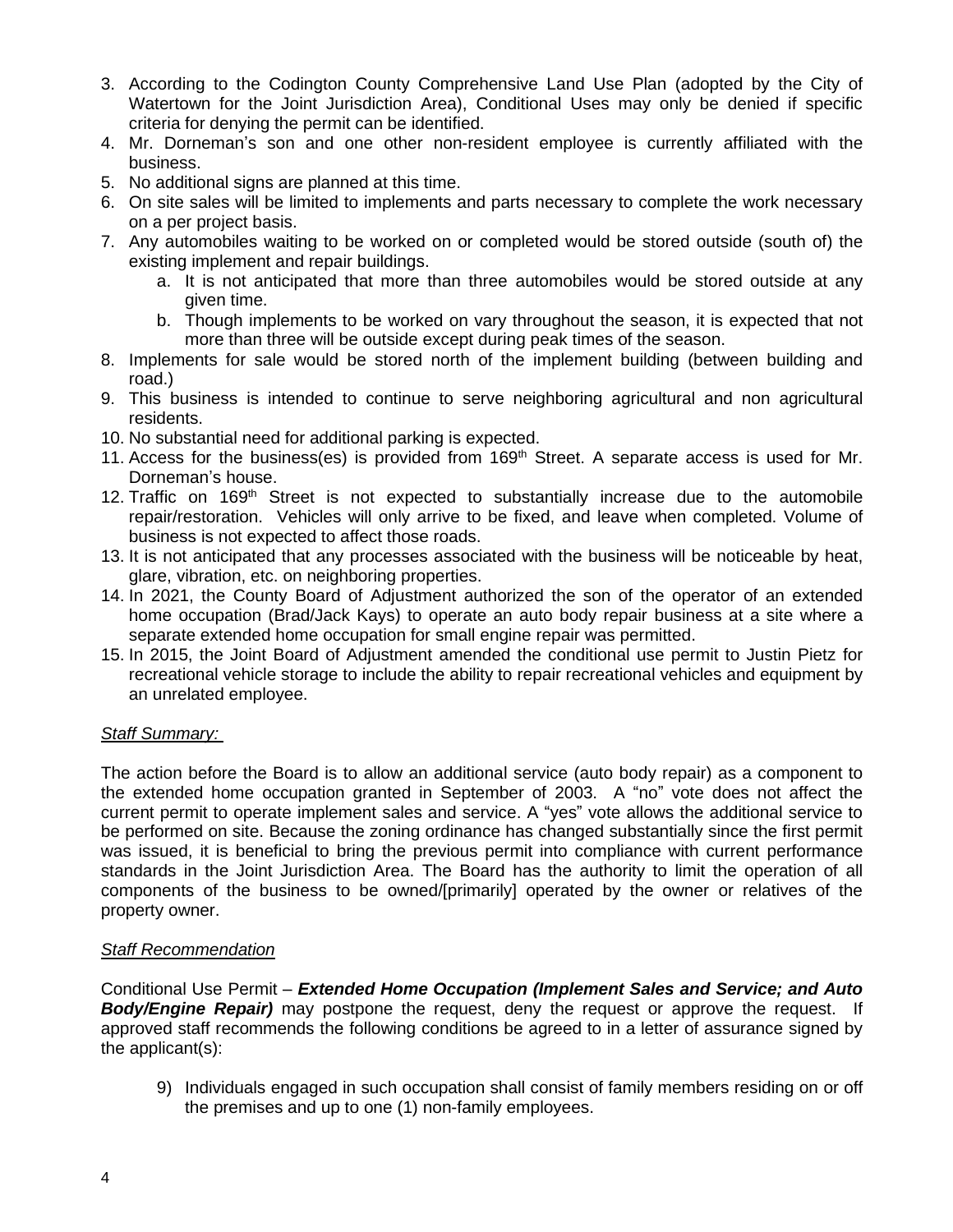3. According to the Codington County Comprehensive Land Use Plan (adopted by the City of Watertown for the Joint Jurisdiction Area), Conditional Uses may only be denied if specific criteria for denying the permit can be identified.
4. Mr. Dorneman's son and one other non-resident employee is currently affiliated with the business.
5. No additional signs are planned at this time.
6. On site sales will be limited to implements and parts necessary to complete the work necessary on a per project basis.
7. Any automobiles waiting to be worked on or completed would be stored outside (south of) the existing implement and repair buildings.
   a. It is not anticipated that more than three automobiles would be stored outside at any given time.
   b. Though implements to be worked on vary throughout the season, it is expected that not more than three will be outside except during peak times of the season.
8. Implements for sale would be stored north of the implement building (between building and road.)
9. This business is intended to continue to serve neighboring agricultural and non agricultural residents.
10. No substantial need for additional parking is expected.
11. Access for the business(es) is provided from 169th Street. A separate access is used for Mr. Dorneman's house.
12. Traffic on 169th Street is not expected to substantially increase due to the automobile repair/restoration. Vehicles will only arrive to be fixed, and leave when completed. Volume of business is not expected to affect those roads.
13. It is not anticipated that any processes associated with the business will be noticeable by heat, glare, vibration, etc. on neighboring properties.
14. In 2021, the County Board of Adjustment authorized the son of the operator of an extended home occupation (Brad/Jack Kays) to operate an auto body repair business at a site where a separate extended home occupation for small engine repair was permitted.
15. In 2015, the Joint Board of Adjustment amended the conditional use permit to Justin Pietz for recreational vehicle storage to include the ability to repair recreational vehicles and equipment by an unrelated employee.

*Staff Summary:*

The action before the Board is to allow an additional service (auto body repair) as a component to the extended home occupation granted in September of 2003. A "no" vote does not affect the current permit to operate implement sales and service. A "yes" vote allows the additional service to be performed on site. Because the zoning ordinance has changed substantially since the first permit was issued, it is beneficial to bring the previous permit into compliance with current performance standards in the Joint Jurisdiction Area. The Board has the authority to limit the operation of all components of the business to be owned/[primarily] operated by the owner or relatives of the property owner.

*Staff Recommendation*

Conditional Use Permit – ***Extended Home Occupation (Implement Sales and Service; and Auto Body/Engine Repair)*** may postpone the request, deny the request or approve the request. If approved staff recommends the following conditions be agreed to in a letter of assurance signed by the applicant(s):

9) Individuals engaged in such occupation shall consist of family members residing on or off the premises and up to one (1) non-family employees.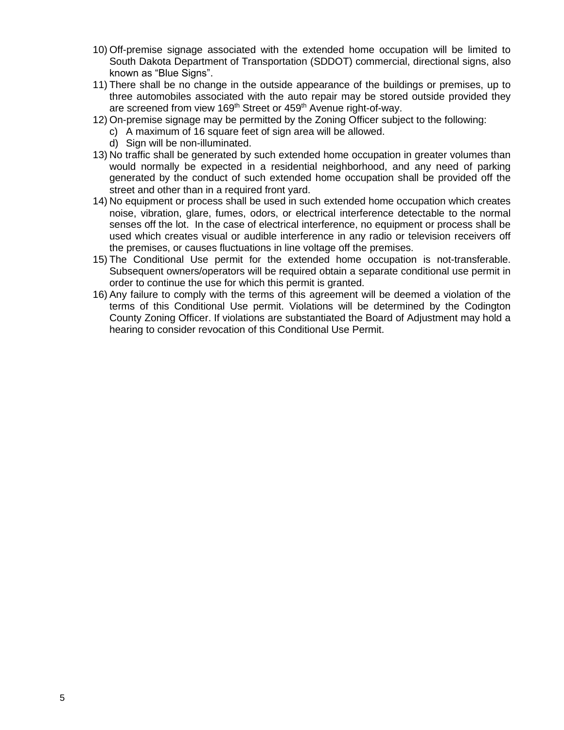10) Off-premise signage associated with the extended home occupation will be limited to South Dakota Department of Transportation (SDDOT) commercial, directional signs, also known as "Blue Signs".
11) There shall be no change in the outside appearance of the buildings or premises, up to three automobiles associated with the auto repair may be stored outside provided they are screened from view 169th Street or 459th Avenue right-of-way.
12) On-premise signage may be permitted by the Zoning Officer subject to the following:
    c) A maximum of 16 square feet of sign area will be allowed.
    d) Sign will be non-illuminated.
13) No traffic shall be generated by such extended home occupation in greater volumes than would normally be expected in a residential neighborhood, and any need of parking generated by the conduct of such extended home occupation shall be provided off the street and other than in a required front yard.
14) No equipment or process shall be used in such extended home occupation which creates noise, vibration, glare, fumes, odors, or electrical interference detectable to the normal senses off the lot. In the case of electrical interference, no equipment or process shall be used which creates visual or audible interference in any radio or television receivers off the premises, or causes fluctuations in line voltage off the premises.
15) The Conditional Use permit for the extended home occupation is not-transferable. Subsequent owners/operators will be required obtain a separate conditional use permit in order to continue the use for which this permit is granted.
16) Any failure to comply with the terms of this agreement will be deemed a violation of the terms of this Conditional Use permit. Violations will be determined by the Codington County Zoning Officer. If violations are substantiated the Board of Adjustment may hold a hearing to consider revocation of this Conditional Use Permit.